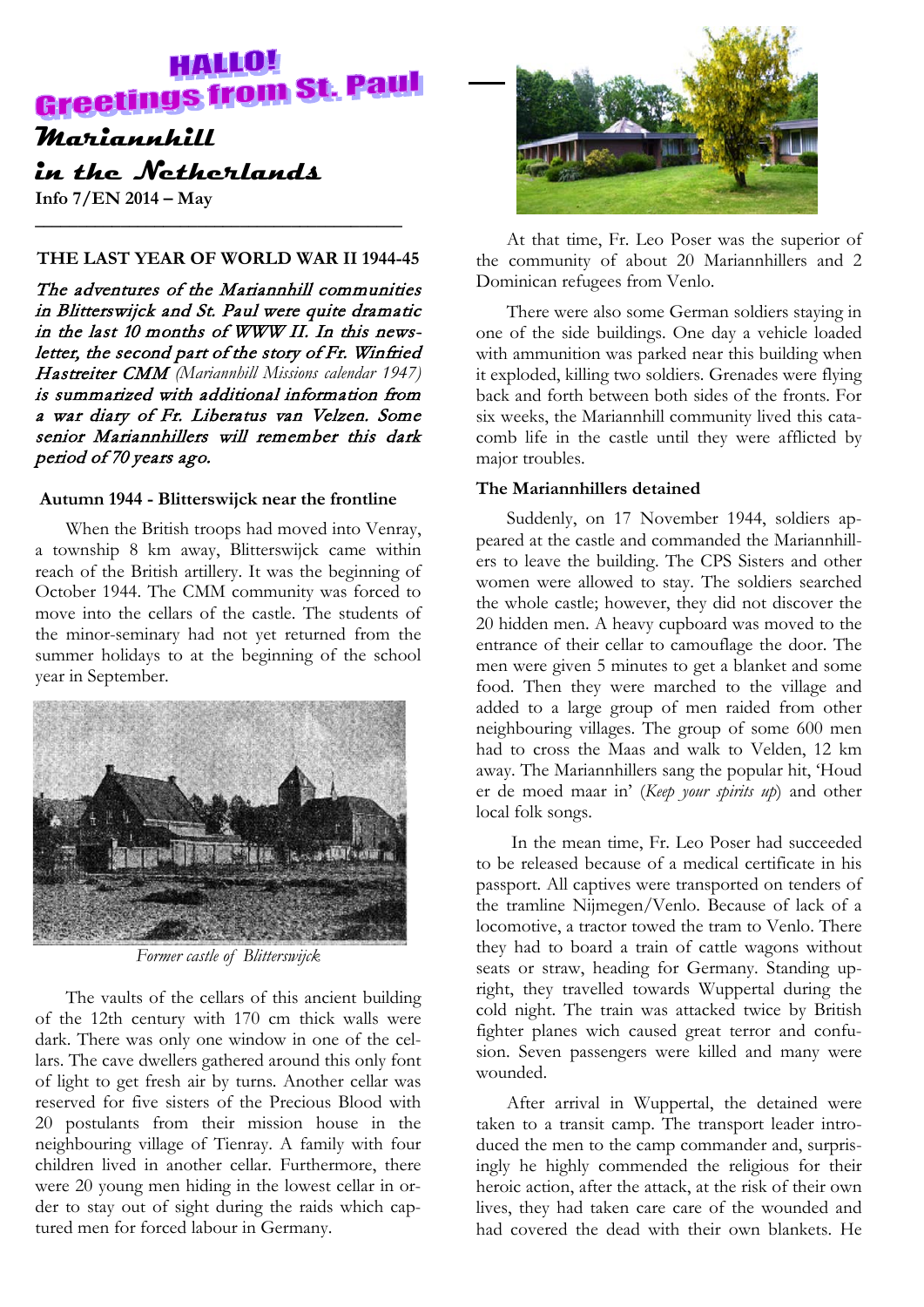# HALLO! Greetings from St. Paul

## Mariannhill in the Netherlands

**Info 7/EN 2014 – May**

### THE LAST YEAR OF WORLD WAR II 1944-45

*The adventures of the Mariannhill communities in Blitterswijck and St. Paul were quite dramatic in the last 10 months of WWW II. In this newsletter, the second part of the story of Fr. Winfried Hastreiter CMM (Mariannhill Missions calendar 1947) is summarized with additional information from a war diary of Fr. Liberatus van Velzen. Some senior Mariannhillers will remember this dark period of 70 years ago.*

#### Autumn 1944 - Blitterswijck near the frontline

When the British troops had moved into Venray, a township 8 km away, Blitterswijck came within reach of the British artillery. It was the beginning of October 1944. The CMM community was forced to move into the cellars of the castle. The students of the minor-seminary had not yet returned from the summer holidays to at the beginning of the school year in September.

*Former castle of Blitterswijck*

The vaults of the cellars of this ancient building of the 12th century with 170 cm thick walls were dark. There was only one window in one of the cellars. The cave dwellers gathered around this only font of light to get fresh air by turns. Another cellar was reserved for five sisters of the Precious Blood with 20 postulants from their mission house in the neighbouring village of Tienray. A family with four children lived in another cellar. Furthermore, there were 20 young men hiding in the lowest cellar in order to stay out of sight during the raids which captured men for forced labour in Germany.

At that time, Fr. Leo Poser was the superior of the community of about 20 Mariannhillers and 2 Dominican refugees from Venlo.

There were also some German soldiers staying in one of the side buildings. One day a vehicle loaded with ammunition was parked near this building when it exploded, killing two soldiers. Grenades were flying back and forth between both sides of the fronts. For six weeks, the Mariannhill community lived this catacomb life in the castle until they were afflicted by major troubles.

#### The Mariannhillers detained

Suddenly, on 17 November 1944, soldiers appeared at the castle and commanded the Mariannhillers to leave the building. The CPS Sisters and other women were allowed to stay. The soldiers searched the whole castle; however, they did not discover the 20 hidden men. A heavy cupboard was moved to the entrance of their cellar to camouflage the door. The men were given 5 minutes to get a blanket and some food. Then they were marched to the village and added to a large group of men raided from other neighbouring villages. The group of some 600 men had to cross the Maas and walk to Velden, 12 km away. The Mariannhillers sang the popular hit, 'Houd er de moed maar in' (*Keep your spirits up*) and other local folk songs.

In the mean time, Fr. Leo Poser had succeeded to be released because of a medical certificate in his passport. All captives were transported on tenders of the tramline Nijmegen/Venlo. Because of lack of a locomotive, a tractor towed the tram to Venlo. There they had to board a train of cattle wagons without seats or straw, heading for Germany. Standing upright, they travelled towards Wuppertal during the cold night. The train was attacked twice by British fighter planes wich caused great terror and confusion. Seven passengers were killed and many were wounded.

After arrival in Wuppertal, the detained were taken to a transit camp. The transport leader introduced the men to the camp commander and, surprisingly he highly commended the religious for their heroic action, after the attack, at the risk of their own lives, they had taken care care of the wounded and had covered the dead with their own blankets. He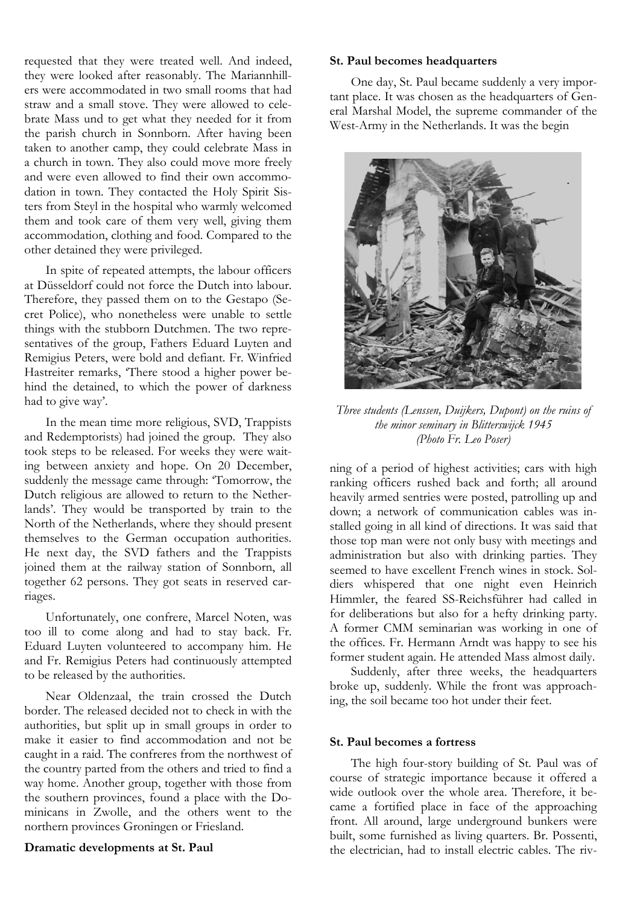requested that they were treated well. And indeed, they were looked after reasonably. The Mariannhillers were accommodated in two small rooms that had straw and a small stove. They were allowed to celebrate Mass und to get what they needed for it from the parish church in Sonnborn. After having been taken to another camp, they could celebrate Mass in a church in town. They also could move more freely and were even allowed to find their own accommodation in town. They contacted the Holy Spirit Sisters from Steyl in the hospital who warmly welcomed them and took care of them very well, giving them accommodation, clothing and food. Compared to the other detained they were privileged.

In spite of repeated attempts, the labour officers at Düsseldorf could not force the Dutch into labour. Therefore, they passed them on to the Gestapo (Secret Police), who nonetheless were unable to settle things with the stubborn Dutchmen. The two representatives of the group, Fathers Eduard Luyten and Remigius Peters, were bold and defiant. Fr. Winfried Hastreiter remarks, 'There stood a higher power behind the detained, to which the power of darkness had to give way'.

In the mean time more religious, SVD, Trappists and Redemptorists) had joined the group. They also took steps to be released. For weeks they were waiting between anxiety and hope. On 20 December, suddenly the message came through: 'Tomorrow, the Dutch religious are allowed to return to the Netherlands'. They would be transported by train to the North of the Netherlands, where they should present themselves to the German occupation authorities. He next day, the SVD fathers and the Trappists joined them at the railway station of Sonnborn, all together 62 persons. They got seats in reserved carriages.

Unfortunately, one confrere, Marcel Noten, was too ill to come along and had to stay back. Fr. Eduard Luyten volunteered to accompany him. He and Fr. Remigius Peters had continuously attempted to be released by the authorities.

Near Oldenzaal, the train crossed the Dutch border. The released decided not to check in with the authorities, but split up in small groups in order to make it easier to find accommodation and not be caught in a raid. The confreres from the northwest of the country parted from the others and tried to find a way home. Another group, together with those from the southern provinces, found a place with the Dominicans in Zwolle, and the others went to the northern provinces Groningen or Friesland.

**Dramatic developments at St. Paul**

**St. Paul becomes headquarters**

One day, St. Paul became suddenly a very important place. It was chosen as the headquarters of General Marshal Model, the supreme commander of the West-Army in the Netherlands. It was the beginning of a period of highest activities; cars with high ranking officers rushed back and forth; all around heavily armed sentries were posted, patrolling up and down; a network of communication cables was installed going in all kind of directions. It was said that those top man were not only busy with meetings and administration but also with drinking parties. They seemed to have excellent French wines in stock. Soldiers whispered that one night even Heinrich Himmler, the feared SS-Reichsführer had called in for deliberations but also for a hefty drinking party. A former CMM seminarian was working in one of the offices. Fr. Hermann Arndt was happy to see his former student again. He attended Mass almost daily.

*Three students (Lenssen, Duijkers, Dupont) on the ruins of the minor seminary in Blitterswijck 1945 (Photo Fr. Leo Poser)*

Suddenly, after three weeks, the headquarters broke up, suddenly. While the front was approaching, the soil became too hot under their feet.

**St. Paul becomes a fortress**

The high four-story building of St. Paul was of course of strategic importance because it offered a wide outlook over the whole area. Therefore, it became a fortified place in face of the approaching front. All around, large underground bunkers were built, some furnished as living quarters. Br. Possenti, the electrician, had to install electric cables. The riv-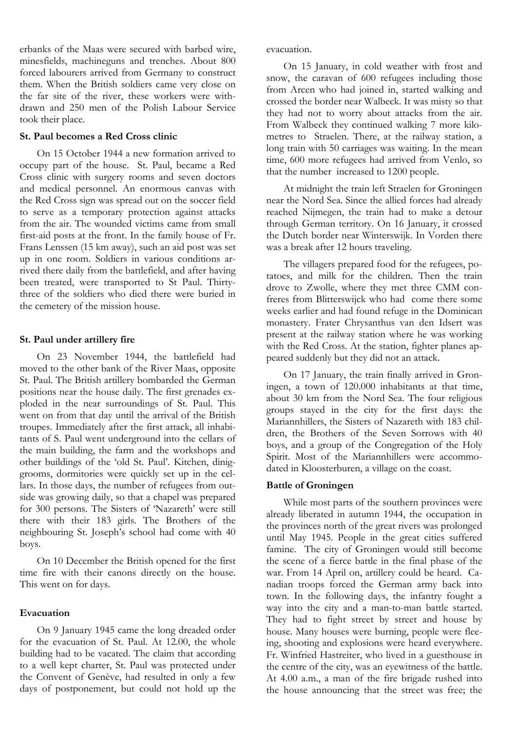erbanks of the Maas were secured with barbed wire, minesfields, machineguns and trenches. About 800 forced labourers arrived from Germany to construct them. When the British soldiers came very close on the far site of the river, these workers were withdrawn and 250 men of the Polish Labour Service took their place.

**St. Paul becomes a Red Cross clinic**

On 15 October 1944 a new formation arrived to occupy part of the house. St. Paul, became a Red Cross clinic with surgery rooms and seven doctors and medical personnel. An enormous canvas with the Red Cross sign was spread out on the soccer field to serve as a temporary protection against attacks from the air. The wounded victims came from small first-aid posts at the front. In the family house of Fr. Frans Lenssen (15 km away), such an aid post was set up in one room. Soldiers in various conditions arrived there daily from the battlefield, and after having been treated, were transported to St Paul. Thirty-three of the soldiers who died there were buried in the cemetery of the mission house.

**St. Paul under artillery fire**

On 23 November 1944, the battlefield had moved to the other bank of the River Maas, opposite St. Paul. The British artillery bombarded the German positions near the house daily. The first grenades exploded in the near surroundings of St. Paul. This went on from that day until the arrival of the British troupes. Immediately after the first attack, all inhabitants of S. Paul went underground into the cellars of the main building, the farm and the workshops and other buildings of the 'old St. Paul'. Kitchen, diniggrooms, dormitories were quickly set up in the cellars. In those days, the number of refugees from outside was growing daily, so that a chapel was prepared for 300 persons. The Sisters of 'Nazareth' were still there with their 183 girls. The Brothers of the neighbouring St. Joseph's school had come with 40 boys.

On 10 December the British opened for the first time fire with their canons directly on the house. This went on for days.

**Evacuation**

On 9 January 1945 came the long dreaded order for the evacuation of St. Paul. At 12.00, the whole building had to be vacated. The claim that according to a well kept charter, St. Paul was protected under the Convent of Genève, had resulted in only a few days of postponement, but could not hold up the evacuation.

On 15 January, in cold weather with frost and snow, the caravan of 600 refugees including those from Arcen who had joined in, started walking and crossed the border near Walbeck. It was misty so that they had not to worry about attacks from the air. From Walbeck they continued walking 7 more kilometres to Straelen. There, at the railway station, a long train with 50 carriages was waiting. In the mean time, 600 more refugees had arrived from Venlo, so that the number increased to 1200 people.

At midnight the train left Straelen for Groningen near the Nord Sea. Since the allied forces had already reached Nijmegen, the train had to make a detour through German territory. On 16 January, it crossed the Dutch border near Winterswijk. In Vorden there was a break after 12 hours traveling.

The villagers prepared food for the refugees, potatoes, and milk for the children. Then the train drove to Zwolle, where they met three CMM confreres from Blitterswijck who had come there some weeks earlier and had found refuge in the Dominican monastery. Frater Chrysanthus van den Idsert was present at the railway station where he was working with the Red Cross. At the station, fighter planes appeared suddenly but they did not an attack.

On 17 January, the train finally arrived in Groningen, a town of 120.000 inhabitants at that time, about 30 km from the Nord Sea. The four religious groups stayed in the city for the first days: the Mariannhillers, the Sisters of Nazareth with 183 children, the Brothers of the Seven Sorrows with 40 boys, and a group of the Congregation of the Holy Spirit. Most of the Mariannhillers were accommodated in Kloosterburen, a village on the coast.

**Battle of Groningen**

While most parts of the southern provinces were already liberated in autumn 1944, the occupation in the provinces north of the great rivers was prolonged until May 1945. People in the great cities suffered famine. The city of Groningen would still become the scene of a fierce battle in the final phase of the war. From 14 April on, artillery could be heard. Canadian troops forced the German army back into town. In the following days, the infantry fought a way into the city and a man-to-man battle started. They had to fight street by street and house by house. Many houses were burning, people were fleeing, shooting and explosions were heard everywhere. Fr. Winfried Hastreiter, who lived in a guesthouse in the centre of the city, was an eyewitness of the battle. At 4.00 a.m., a man of the fire brigade rushed into the house announcing that the street was free; the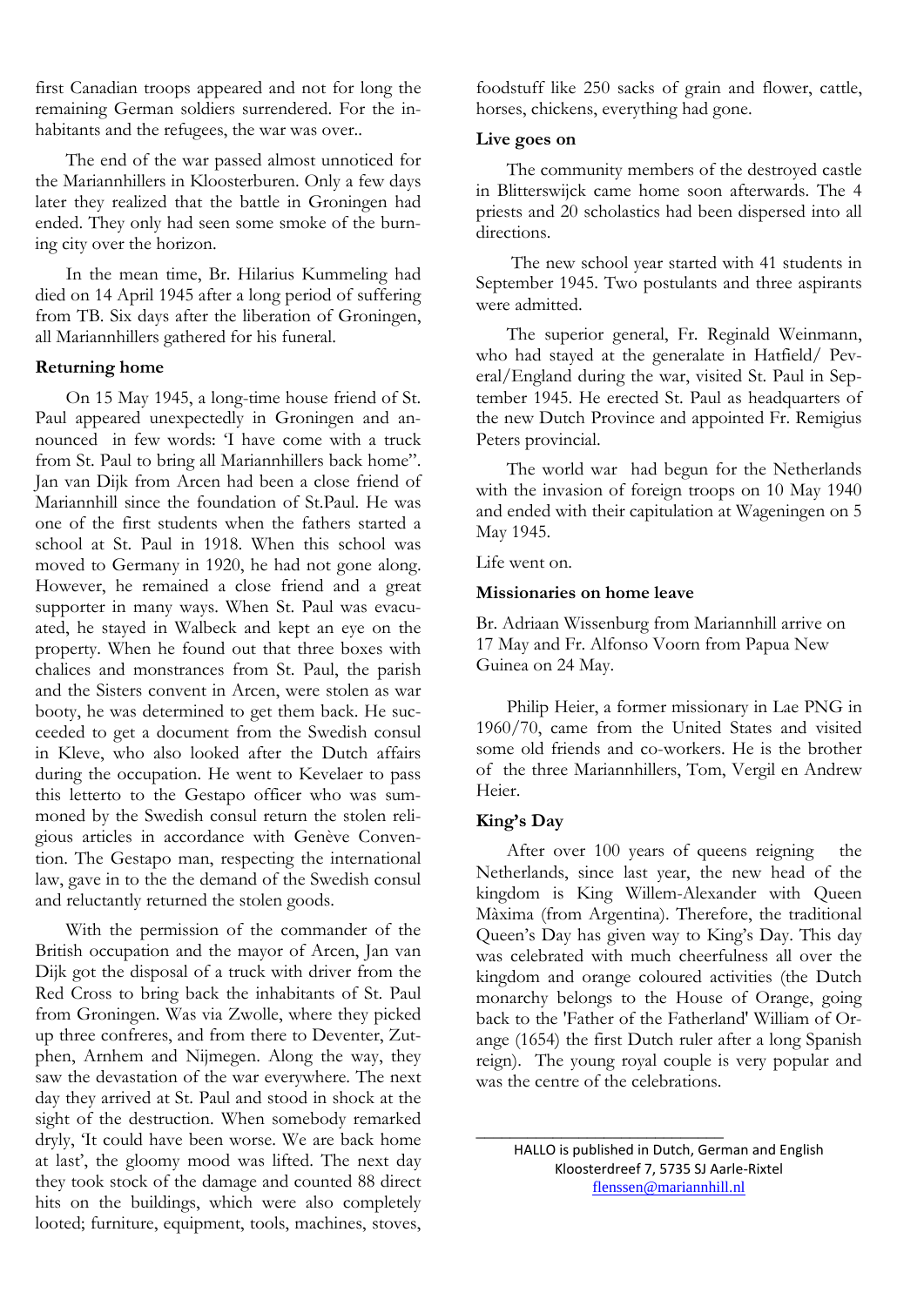first Canadian troops appeared and not for long the remaining German soldiers surrendered. For the inhabitants and the refugees, the war was over..

The end of the war passed almost unnoticed for the Mariannhillers in Kloosterburen. Only a few days later they realized that the battle in Groningen had ended. They only had seen some smoke of the burning city over the horizon.

In the mean time, Br. Hilarius Kummeling had died on 14 April 1945 after a long period of suffering from TB. Six days after the liberation of Groningen, all Mariannhillers gathered for his funeral.

**Returning home**

On 15 May 1945, a long-time house friend of St. Paul appeared unexpectedly in Groningen and announced in few words: 'I have come with a truck from St. Paul to bring all Mariannhillers back home". Jan van Dijk from Arcen had been a close friend of Mariannhill since the foundation of St.Paul. He was one of the first students when the fathers started a school at St. Paul in 1918. When this school was moved to Germany in 1920, he had not gone along. However, he remained a close friend and a great supporter in many ways. When St. Paul was evacuated, he stayed in Walbeck and kept an eye on the property. When he found out that three boxes with chalices and monstrances from St. Paul, the parish and the Sisters convent in Arcen, were stolen as war booty, he was determined to get them back. He succeeded to get a document from the Swedish consul in Kleve, who also looked after the Dutch affairs during the occupation. He went to Kevelaer to pass this letterto to the Gestapo officer who was summoned by the Swedish consul return the stolen religious articles in accordance with Genève Convention. The Gestapo man, respecting the international law, gave in to the the demand of the Swedish consul and reluctantly returned the stolen goods.

With the permission of the commander of the British occupation and the mayor of Arcen, Jan van Dijk got the disposal of a truck with driver from the Red Cross to bring back the inhabitants of St. Paul from Groningen. Was via Zwolle, where they picked up three confreres, and from there to Deventer, Zutphen, Arnhem and Nijmegen. Along the way, they saw the devastation of the war everywhere. The next day they arrived at St. Paul and stood in shock at the sight of the destruction. When somebody remarked dryly, 'It could have been worse. We are back home at last', the gloomy mood was lifted. The next day they took stock of the damage and counted 88 direct hits on the buildings, which were also completely looted; furniture, equipment, tools, machines, stoves, foodstuff like 250 sacks of grain and flower, cattle, horses, chickens, everything had gone.

**Live goes on**

The community members of the destroyed castle in Blitterswijck came home soon afterwards. The 4 priests and 20 scholastics had been dispersed into all directions.

The new school year started with 41 students in September 1945. Two postulants and three aspirants were admitted.

The superior general, Fr. Reginald Weinmann, who had stayed at the generalate in Hatfield/ Peveral/England during the war, visited St. Paul in September 1945. He erected St. Paul as headquarters of the new Dutch Province and appointed Fr. Remigius Peters provincial.

The world war had begun for the Netherlands with the invasion of foreign troops on 10 May 1940 and ended with their capitulation at Wageningen on 5 May 1945.

Life went on.

**Missionaries on home leave**

Br. Adriaan Wissenburg from Mariannhill arrive on 17 May and Fr. Alfonso Voorn from Papua New Guinea on 24 May.

Philip Heier, a former missionary in Lae PNG in 1960/70, came from the United States and visited some old friends and co-workers. He is the brother of the three Mariannhillers, Tom, Vergil en Andrew Heier.

**King's Day**

After over 100 years of queens reigning the Netherlands, since last year, the new head of the kingdom is King Willem-Alexander with Queen Màxima (from Argentina). Therefore, the traditional Queen's Day has given way to King's Day. This day was celebrated with much cheerfulness all over the kingdom and orange coloured activities (the Dutch monarchy belongs to the House of Orange, going back to the 'Father of the Fatherland' William of Orange (1654) the first Dutch ruler after a long Spanish reign). The young royal couple is very popular and was the centre of the celebrations.

---

HALLO is published in Dutch, German and English
Kloosterdreef 7, 5735 SJ Aarle-Rixtel
flenssen@mariannhill.nl